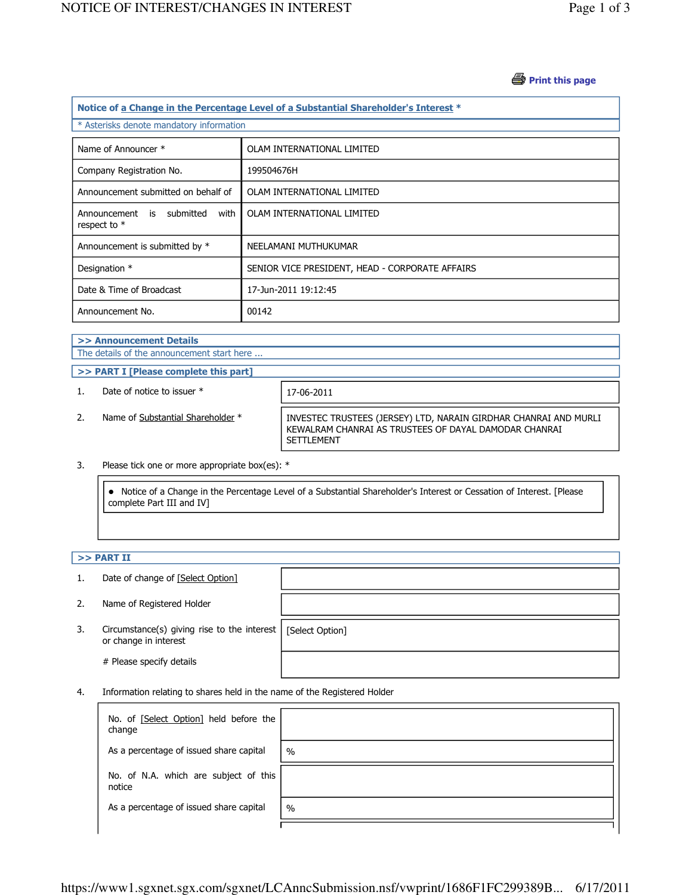Print this page

## Notice of a Change in the Percentage Level of a Substantial Shareholder's Interest *

* Asterisks denote mandatory information

| | |
|---|---|
| Name of Announcer * | OLAM INTERNATIONAL LIMITED |
| Company Registration No. | 199504676H |
| Announcement submitted on behalf of | OLAM INTERNATIONAL LIMITED |
| Announcement is submitted with respect to * | OLAM INTERNATIONAL LIMITED |
| Announcement is submitted by * | NEELAMANI MUTHUKUMAR |
| Designation * | SENIOR VICE PRESIDENT, HEAD - CORPORATE AFFAIRS |
| Date & Time of Broadcast | 17-Jun-2011 19:12:45 |
| Announcement No. | 00142 |

### >> Announcement Details

The details of the announcement start here ...

### >> PART I [Please complete this part]

1. Date of notice to issuer *: 17-06-2011

2. Name of Substantial Shareholder *: INVESTEC TRUSTEES (JERSEY) LTD, NARAIN GIRDHAR CHANRAI AND MURLI KEWALRAM CHANRAI AS TRUSTEES OF DAYAL DAMODAR CHANRAI SETTLEMENT

3. Please tick one or more appropriate box(es): *

   - Notice of a Change in the Percentage Level of a Substantial Shareholder's Interest or Cessation of Interest. [Please complete Part III and IV]

### >> PART II

1. Date of change of [Select Option]:

2. Name of Registered Holder:

3. Circumstance(s) giving rise to the interest or change in interest: [Select Option]

   # Please specify details:

4. Information relating to shares held in the name of the Registered Holder

| | |
|---|---|
| No. of [Select Option] held before the change | |
| As a percentage of issued share capital | % |
| No. of N.A. which are subject of this notice | |
| As a percentage of issued share capital | % |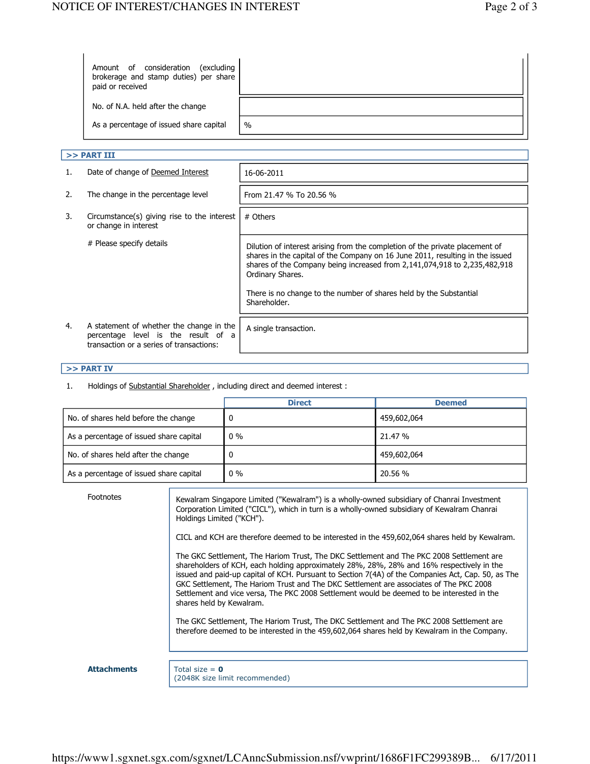| | |
|---|---|
| Amount of consideration (excluding brokerage and stamp duties) per share paid or received | |
| No. of N.A. held after the change | |
| As a percentage of issued share capital | % |

### >> PART III

| | | |
|---|---|---|
| 1. | Date of change of Deemed Interest | 16-06-2011 |
| 2. | The change in the percentage level | From 21.47 % To 20.56 % |
| 3. | Circumstance(s) giving rise to the interest or change in interest | # Others |
| | # Please specify details | Dilution of interest arising from the completion of the private placement of shares in the capital of the Company on 16 June 2011, resulting in the issued shares of the Company being increased from 2,141,074,918 to 2,235,482,918 Ordinary Shares. There is no change to the number of shares held by the Substantial Shareholder. |
| 4. | A statement of whether the change in the percentage level is the result of a transaction or a series of transactions: | A single transaction. |

### >> PART IV

1. Holdings of Substantial Shareholder , including direct and deemed interest :

| | Direct | Deemed |
|---|---|---|
| No. of shares held before the change | 0 | 459,602,064 |
| As a percentage of issued share capital | 0 % | 21.47 % |
| No. of shares held after the change | 0 | 459,602,064 |
| As a percentage of issued share capital | 0 % | 20.56 % |

**Footnotes**

Kewalram Singapore Limited ("Kewalram") is a wholly-owned subsidiary of Chanrai Investment Corporation Limited ("CICL"), which in turn is a wholly-owned subsidiary of Kewalram Chanrai Holdings Limited ("KCH").

CICL and KCH are therefore deemed to be interested in the 459,602,064 shares held by Kewalram.

The GKC Settlement, The Hariom Trust, The DKC Settlement and The PKC 2008 Settlement are shareholders of KCH, each holding approximately 28%, 28%, 28% and 16% respectively in the issued and paid-up capital of KCH. Pursuant to Section 7(4A) of the Companies Act, Cap. 50, as The GKC Settlement, The Hariom Trust and The DKC Settlement are associates of The PKC 2008 Settlement and vice versa, The PKC 2008 Settlement would be deemed to be interested in the shares held by Kewalram.

The GKC Settlement, The Hariom Trust, The DKC Settlement and The PKC 2008 Settlement are therefore deemed to be interested in the 459,602,064 shares held by Kewalram in the Company.

**Attachments**

Total size = **0**
(2048K size limit recommended)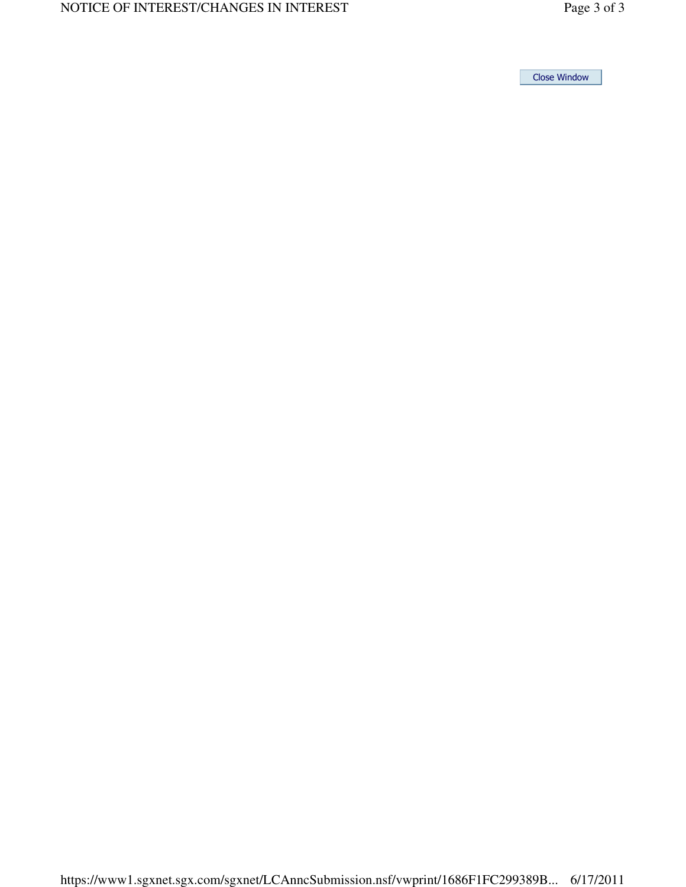Close Window